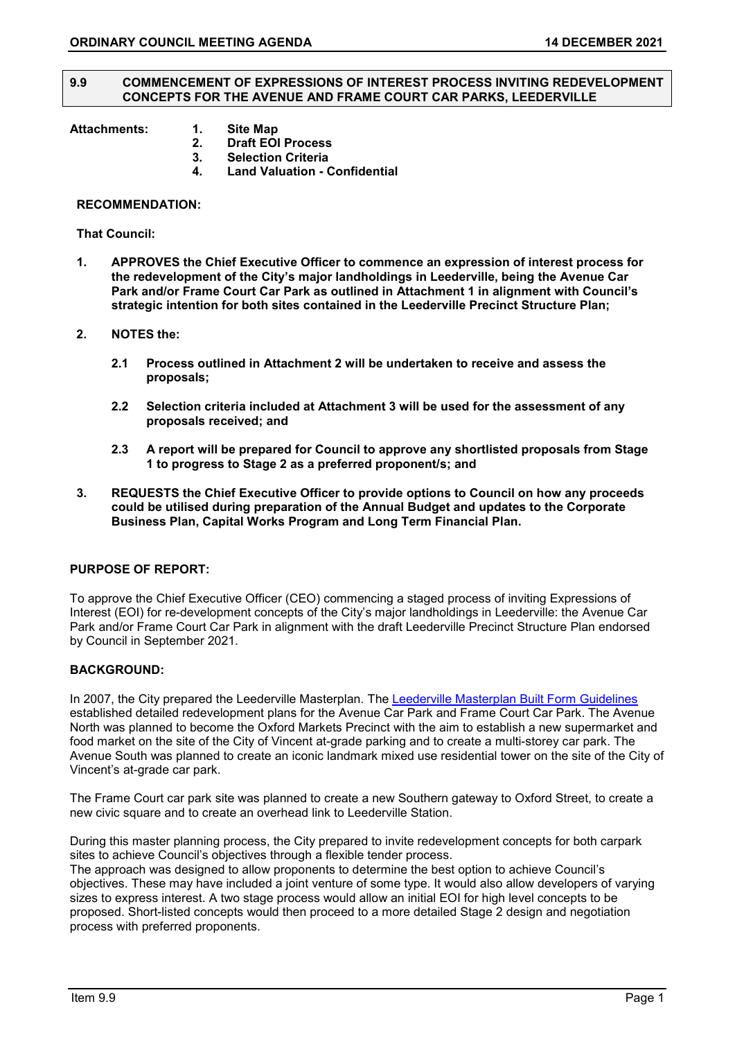## 9.9 COMMENCEMENT OF EXPRESSIONS OF INTEREST PROCESS INVITING REDEVELOPMENT CONCEPTS FOR THE AVENUE AND FRAME COURT CAR PARKS, LEEDERVILLE

**Attachments:**
1. **Site Map**
2. **Draft EOI Process**
3. **Selection Criteria**
4. **Land Valuation - Confidential**

**RECOMMENDATION:**

**That Council:**

1. **APPROVES the Chief Executive Officer to commence an expression of interest process for the redevelopment of the City's major landholdings in Leederville, being the Avenue Car Park and/or Frame Court Car Park as outlined in Attachment 1 in alignment with Council's strategic intention for both sites contained in the Leederville Precinct Structure Plan;**

2. **NOTES the:**

   2.1 **Process outlined in Attachment 2 will be undertaken to receive and assess the proposals;**

   2.2 **Selection criteria included at Attachment 3 will be used for the assessment of any proposals received; and**

   2.3 **A report will be prepared for Council to approve any shortlisted proposals from Stage 1 to progress to Stage 2 as a preferred proponent/s; and**

3. **REQUESTS the Chief Executive Officer to provide options to Council on how any proceeds could be utilised during preparation of the Annual Budget and updates to the Corporate Business Plan, Capital Works Program and Long Term Financial Plan.**

### PURPOSE OF REPORT:

To approve the Chief Executive Officer (CEO) commencing a staged process of inviting Expressions of Interest (EOI) for re-development concepts of the City's major landholdings in Leederville: the Avenue Car Park and/or Frame Court Car Park in alignment with the draft Leederville Precinct Structure Plan endorsed by Council in September 2021.

### BACKGROUND:

In 2007, the City prepared the Leederville Masterplan. The Leederville Masterplan Built Form Guidelines established detailed redevelopment plans for the Avenue Car Park and Frame Court Car Park. The Avenue North was planned to become the Oxford Markets Precinct with the aim to establish a new supermarket and food market on the site of the City of Vincent at-grade parking and to create a multi-storey car park. The Avenue South was planned to create an iconic landmark mixed use residential tower on the site of the City of Vincent's at-grade car park.

The Frame Court car park site was planned to create a new Southern gateway to Oxford Street, to create a new civic square and to create an overhead link to Leederville Station.

During this master planning process, the City prepared to invite redevelopment concepts for both carpark sites to achieve Council's objectives through a flexible tender process.
The approach was designed to allow proponents to determine the best option to achieve Council's objectives. These may have included a joint venture of some type. It would also allow developers of varying sizes to express interest. A two stage process would allow an initial EOI for high level concepts to be proposed. Short-listed concepts would then proceed to a more detailed Stage 2 design and negotiation process with preferred proponents.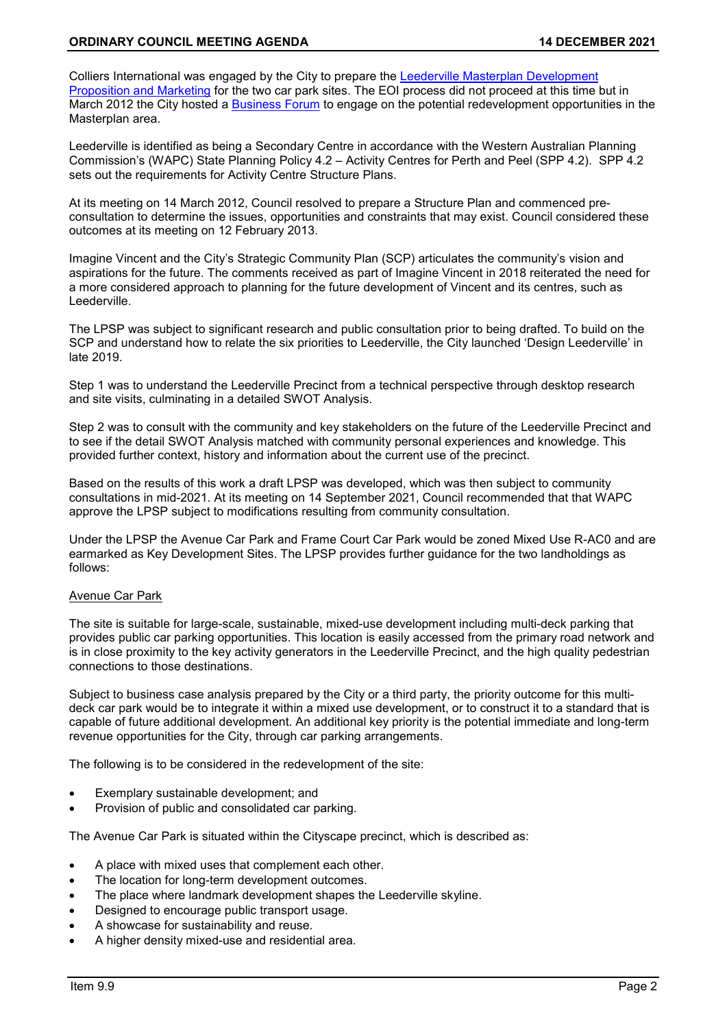Colliers International was engaged by the City to prepare the Leederville Masterplan Development Proposition and Marketing for the two car park sites. The EOI process did not proceed at this time but in March 2012 the City hosted a Business Forum to engage on the potential redevelopment opportunities in the Masterplan area.

Leederville is identified as being a Secondary Centre in accordance with the Western Australian Planning Commission's (WAPC) State Planning Policy 4.2 – Activity Centres for Perth and Peel (SPP 4.2). SPP 4.2 sets out the requirements for Activity Centre Structure Plans.

At its meeting on 14 March 2012, Council resolved to prepare a Structure Plan and commenced pre-consultation to determine the issues, opportunities and constraints that may exist. Council considered these outcomes at its meeting on 12 February 2013.

Imagine Vincent and the City's Strategic Community Plan (SCP) articulates the community's vision and aspirations for the future. The comments received as part of Imagine Vincent in 2018 reiterated the need for a more considered approach to planning for the future development of Vincent and its centres, such as Leederville.

The LPSP was subject to significant research and public consultation prior to being drafted. To build on the SCP and understand how to relate the six priorities to Leederville, the City launched 'Design Leederville' in late 2019.

Step 1 was to understand the Leederville Precinct from a technical perspective through desktop research and site visits, culminating in a detailed SWOT Analysis.

Step 2 was to consult with the community and key stakeholders on the future of the Leederville Precinct and to see if the detail SWOT Analysis matched with community personal experiences and knowledge. This provided further context, history and information about the current use of the precinct.

Based on the results of this work a draft LPSP was developed, which was then subject to community consultations in mid-2021. At its meeting on 14 September 2021, Council recommended that that WAPC approve the LPSP subject to modifications resulting from community consultation.

Under the LPSP the Avenue Car Park and Frame Court Car Park would be zoned Mixed Use R-AC0 and are earmarked as Key Development Sites. The LPSP provides further guidance for the two landholdings as follows:

Avenue Car Park

The site is suitable for large-scale, sustainable, mixed-use development including multi-deck parking that provides public car parking opportunities. This location is easily accessed from the primary road network and is in close proximity to the key activity generators in the Leederville Precinct, and the high quality pedestrian connections to those destinations.

Subject to business case analysis prepared by the City or a third party, the priority outcome for this multi-deck car park would be to integrate it within a mixed use development, or to construct it to a standard that is capable of future additional development. An additional key priority is the potential immediate and long-term revenue opportunities for the City, through car parking arrangements.

The following is to be considered in the redevelopment of the site:

- Exemplary sustainable development; and
- Provision of public and consolidated car parking.

The Avenue Car Park is situated within the Cityscape precinct, which is described as:

- A place with mixed uses that complement each other.
- The location for long-term development outcomes.
- The place where landmark development shapes the Leederville skyline.
- Designed to encourage public transport usage.
- A showcase for sustainability and reuse.
- A higher density mixed-use and residential area.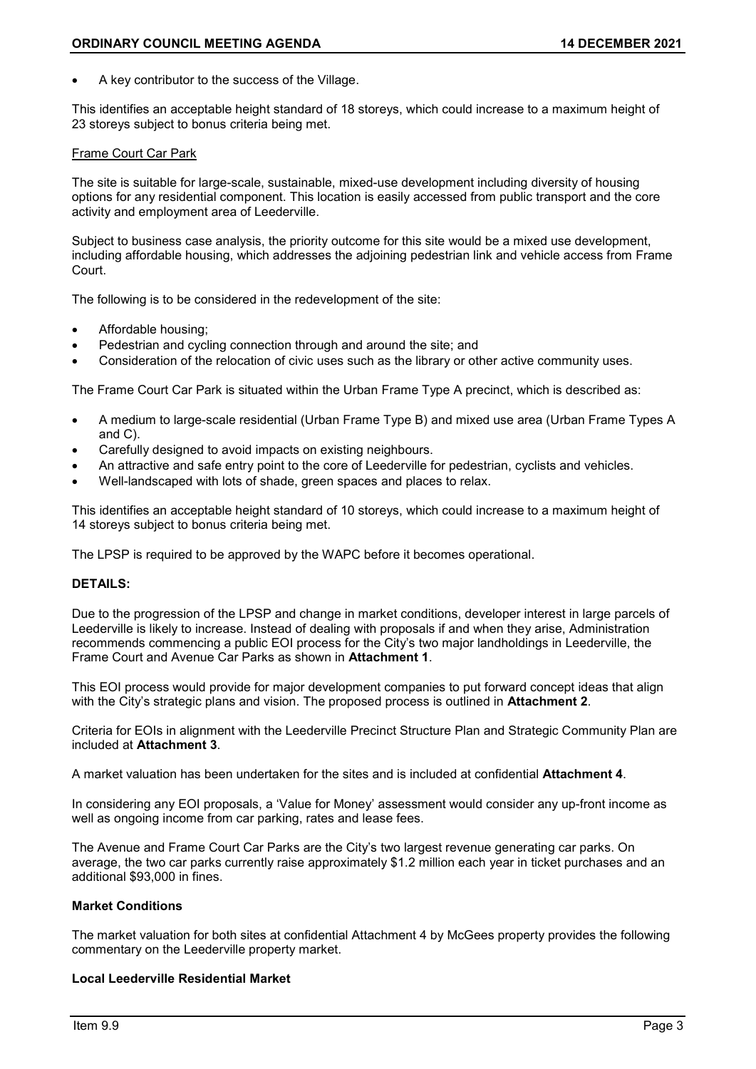- A key contributor to the success of the Village.

This identifies an acceptable height standard of 18 storeys, which could increase to a maximum height of 23 storeys subject to bonus criteria being met.

Frame Court Car Park

The site is suitable for large-scale, sustainable, mixed-use development including diversity of housing options for any residential component. This location is easily accessed from public transport and the core activity and employment area of Leederville.

Subject to business case analysis, the priority outcome for this site would be a mixed use development, including affordable housing, which addresses the adjoining pedestrian link and vehicle access from Frame Court.

The following is to be considered in the redevelopment of the site:

- Affordable housing;
- Pedestrian and cycling connection through and around the site; and
- Consideration of the relocation of civic uses such as the library or other active community uses.

The Frame Court Car Park is situated within the Urban Frame Type A precinct, which is described as:

- A medium to large-scale residential (Urban Frame Type B) and mixed use area (Urban Frame Types A and C).
- Carefully designed to avoid impacts on existing neighbours.
- An attractive and safe entry point to the core of Leederville for pedestrian, cyclists and vehicles.
- Well-landscaped with lots of shade, green spaces and places to relax.

This identifies an acceptable height standard of 10 storeys, which could increase to a maximum height of 14 storeys subject to bonus criteria being met.

The LPSP is required to be approved by the WAPC before it becomes operational.

**DETAILS:**

Due to the progression of the LPSP and change in market conditions, developer interest in large parcels of Leederville is likely to increase. Instead of dealing with proposals if and when they arise, Administration recommends commencing a public EOI process for the City's two major landholdings in Leederville, the Frame Court and Avenue Car Parks as shown in **Attachment 1**.

This EOI process would provide for major development companies to put forward concept ideas that align with the City's strategic plans and vision. The proposed process is outlined in **Attachment 2**.

Criteria for EOIs in alignment with the Leederville Precinct Structure Plan and Strategic Community Plan are included at **Attachment 3**.

A market valuation has been undertaken for the sites and is included at confidential **Attachment 4**.

In considering any EOI proposals, a 'Value for Money' assessment would consider any up-front income as well as ongoing income from car parking, rates and lease fees.

The Avenue and Frame Court Car Parks are the City's two largest revenue generating car parks. On average, the two car parks currently raise approximately $1.2 million each year in ticket purchases and an additional $93,000 in fines.

**Market Conditions**

The market valuation for both sites at confidential Attachment 4 by McGees property provides the following commentary on the Leederville property market.

**Local Leederville Residential Market**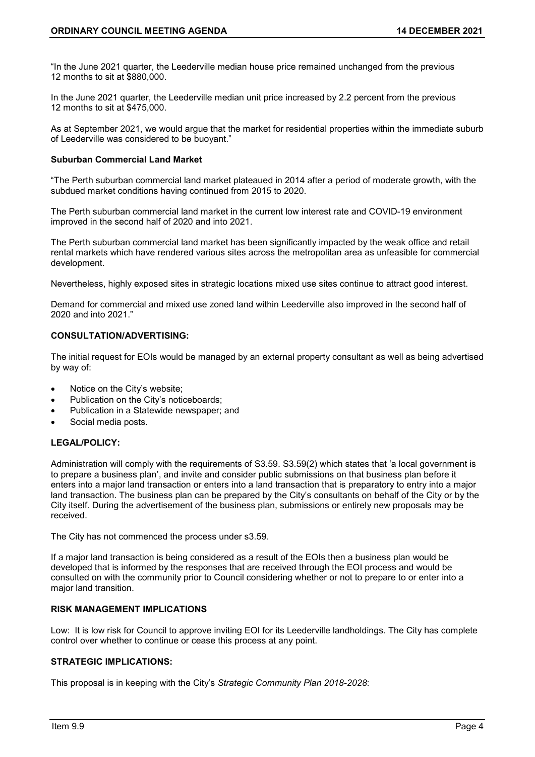"In the June 2021 quarter, the Leederville median house price remained unchanged from the previous 12 months to sit at $880,000.

In the June 2021 quarter, the Leederville median unit price increased by 2.2 percent from the previous 12 months to sit at $475,000.

As at September 2021, we would argue that the market for residential properties within the immediate suburb of Leederville was considered to be buoyant."

**Suburban Commercial Land Market**

"The Perth suburban commercial land market plateaued in 2014 after a period of moderate growth, with the subdued market conditions having continued from 2015 to 2020.

The Perth suburban commercial land market in the current low interest rate and COVID-19 environment improved in the second half of 2020 and into 2021.

The Perth suburban commercial land market has been significantly impacted by the weak office and retail rental markets which have rendered various sites across the metropolitan area as unfeasible for commercial development.

Nevertheless, highly exposed sites in strategic locations mixed use sites continue to attract good interest.

Demand for commercial and mixed use zoned land within Leederville also improved in the second half of 2020 and into 2021."

**CONSULTATION/ADVERTISING:**

The initial request for EOIs would be managed by an external property consultant as well as being advertised by way of:

- Notice on the City's website;
- Publication on the City's noticeboards;
- Publication in a Statewide newspaper; and
- Social media posts.

**LEGAL/POLICY:**

Administration will comply with the requirements of S3.59. S3.59(2) which states that 'a local government is to prepare a business plan', and invite and consider public submissions on that business plan before it enters into a major land transaction or enters into a land transaction that is preparatory to entry into a major land transaction. The business plan can be prepared by the City's consultants on behalf of the City or by the City itself. During the advertisement of the business plan, submissions or entirely new proposals may be received.

The City has not commenced the process under s3.59.

If a major land transaction is being considered as a result of the EOIs then a business plan would be developed that is informed by the responses that are received through the EOI process and would be consulted on with the community prior to Council considering whether or not to prepare to or enter into a major land transition.

**RISK MANAGEMENT IMPLICATIONS**

Low: It is low risk for Council to approve inviting EOI for its Leederville landholdings. The City has complete control over whether to continue or cease this process at any point.

**STRATEGIC IMPLICATIONS:**

This proposal is in keeping with the City's *Strategic Community Plan 2018-2028*: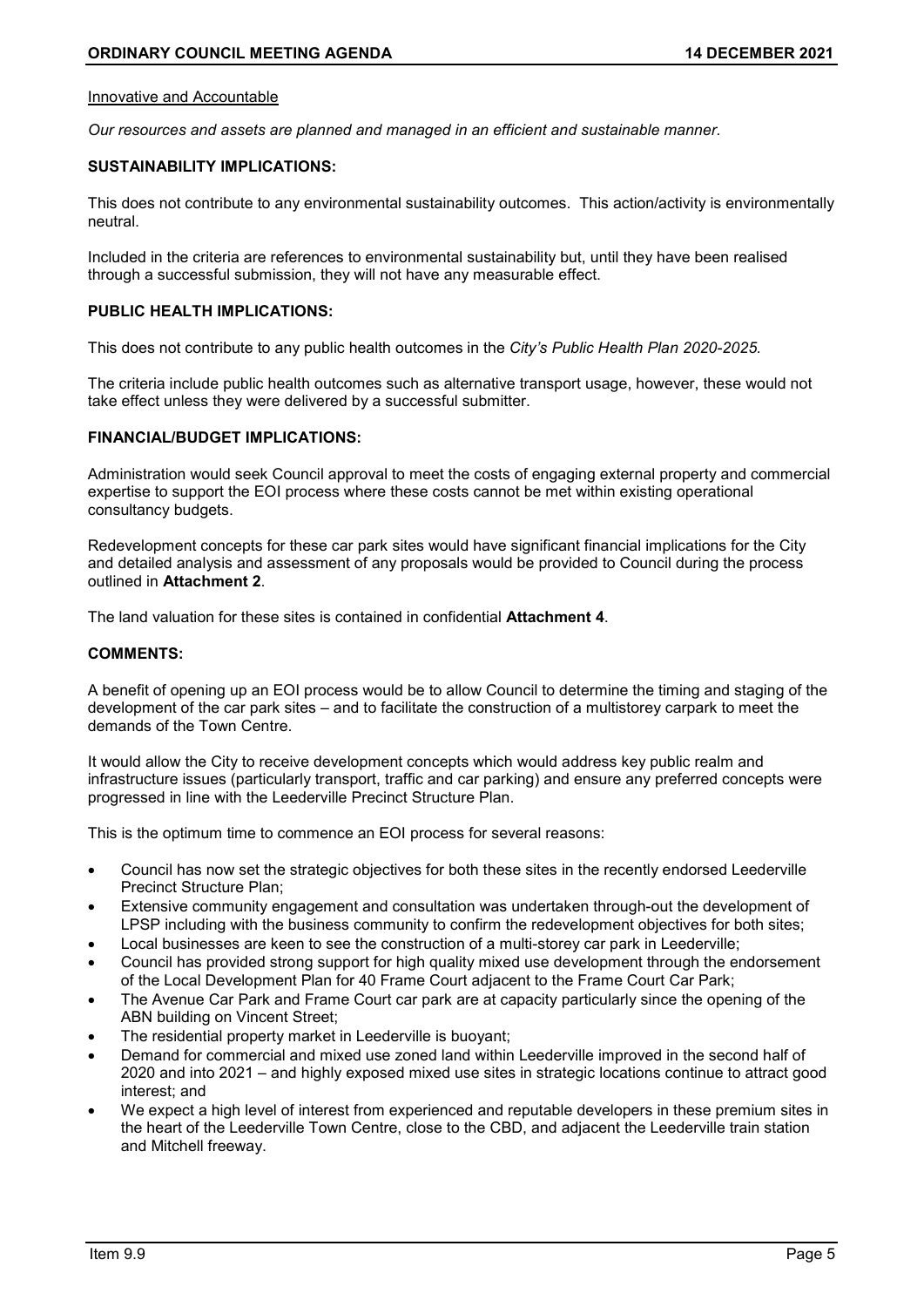Innovative and Accountable

*Our resources and assets are planned and managed in an efficient and sustainable manner.*

**SUSTAINABILITY IMPLICATIONS:**

This does not contribute to any environmental sustainability outcomes. This action/activity is environmentally neutral.

Included in the criteria are references to environmental sustainability but, until they have been realised through a successful submission, they will not have any measurable effect.

**PUBLIC HEALTH IMPLICATIONS:**

This does not contribute to any public health outcomes in the *City's Public Health Plan 2020-2025.*

The criteria include public health outcomes such as alternative transport usage, however, these would not take effect unless they were delivered by a successful submitter.

**FINANCIAL/BUDGET IMPLICATIONS:**

Administration would seek Council approval to meet the costs of engaging external property and commercial expertise to support the EOI process where these costs cannot be met within existing operational consultancy budgets.

Redevelopment concepts for these car park sites would have significant financial implications for the City and detailed analysis and assessment of any proposals would be provided to Council during the process outlined in **Attachment 2**.

The land valuation for these sites is contained in confidential **Attachment 4**.

**COMMENTS:**

A benefit of opening up an EOI process would be to allow Council to determine the timing and staging of the development of the car park sites – and to facilitate the construction of a multistorey carpark to meet the demands of the Town Centre.

It would allow the City to receive development concepts which would address key public realm and infrastructure issues (particularly transport, traffic and car parking) and ensure any preferred concepts were progressed in line with the Leederville Precinct Structure Plan.

This is the optimum time to commence an EOI process for several reasons:

- Council has now set the strategic objectives for both these sites in the recently endorsed Leederville Precinct Structure Plan;
- Extensive community engagement and consultation was undertaken through-out the development of LPSP including with the business community to confirm the redevelopment objectives for both sites;
- Local businesses are keen to see the construction of a multi-storey car park in Leederville;
- Council has provided strong support for high quality mixed use development through the endorsement of the Local Development Plan for 40 Frame Court adjacent to the Frame Court Car Park;
- The Avenue Car Park and Frame Court car park are at capacity particularly since the opening of the ABN building on Vincent Street;
- The residential property market in Leederville is buoyant;
- Demand for commercial and mixed use zoned land within Leederville improved in the second half of 2020 and into 2021 – and highly exposed mixed use sites in strategic locations continue to attract good interest; and
- We expect a high level of interest from experienced and reputable developers in these premium sites in the heart of the Leederville Town Centre, close to the CBD, and adjacent the Leederville train station and Mitchell freeway.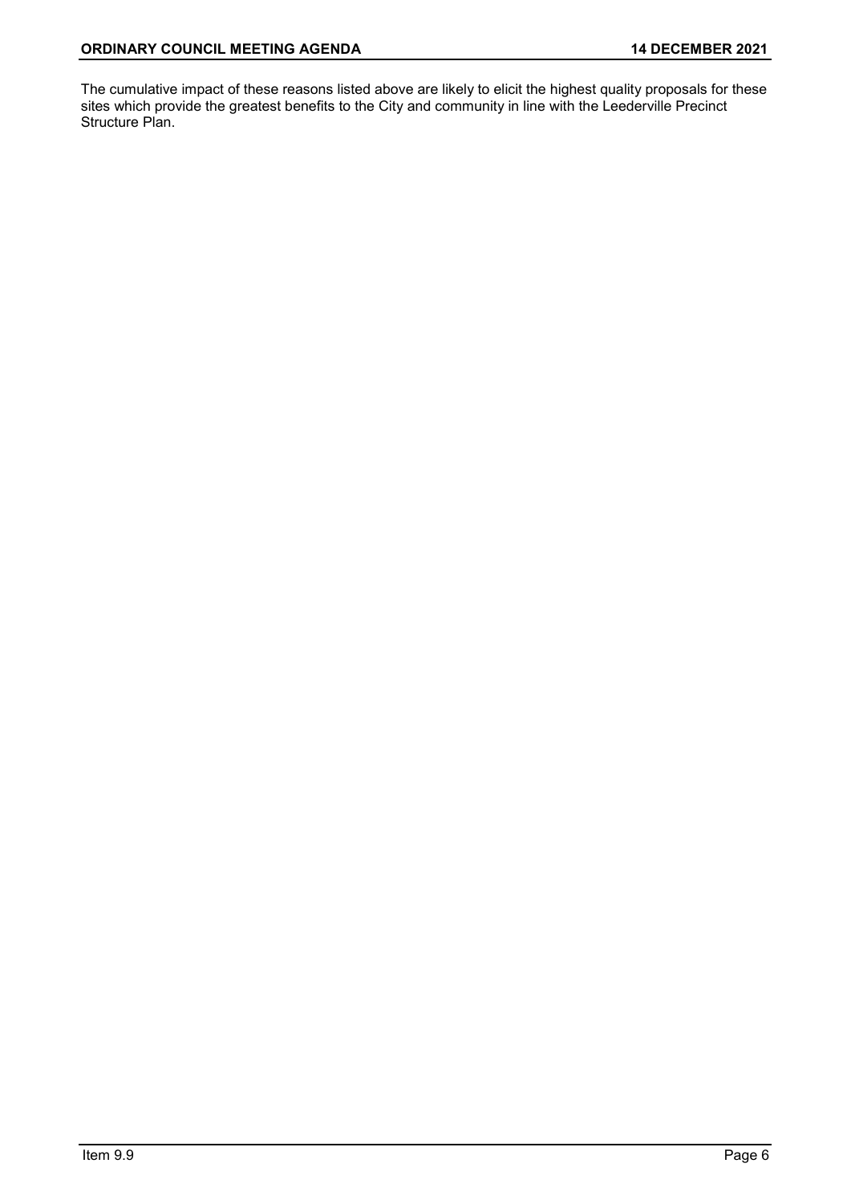The cumulative impact of these reasons listed above are likely to elicit the highest quality proposals for these sites which provide the greatest benefits to the City and community in line with the Leederville Precinct Structure Plan.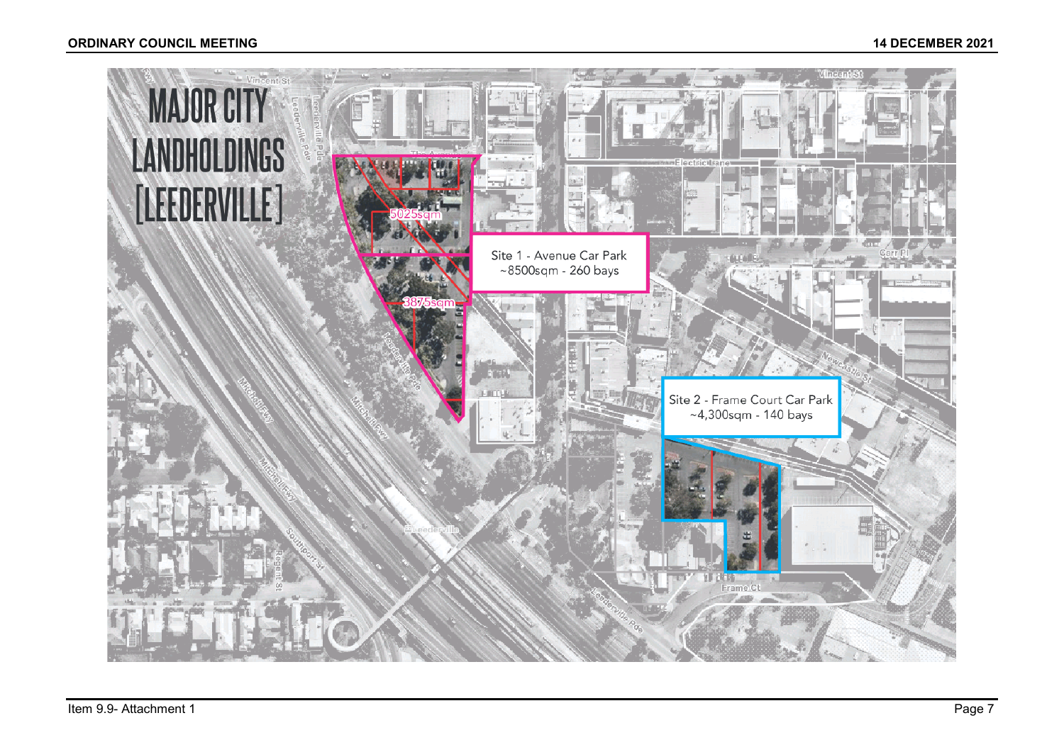# MAJOR CITY LANDHOLDINGS [LEEDERVILLE]

Site 1 - Avenue Car Park
~8500sqm - 260 bays

5025sqm

3875sqm

Site 2 - Frame Court Car Park
~4,300sqm - 140 bays

Vincent St

Leederville Pde

The Avenue

Electric Lane

Carr Pl

Newcastle St

Mitchell Fwy

Southport St

Regent St

Leederville

Frame Ct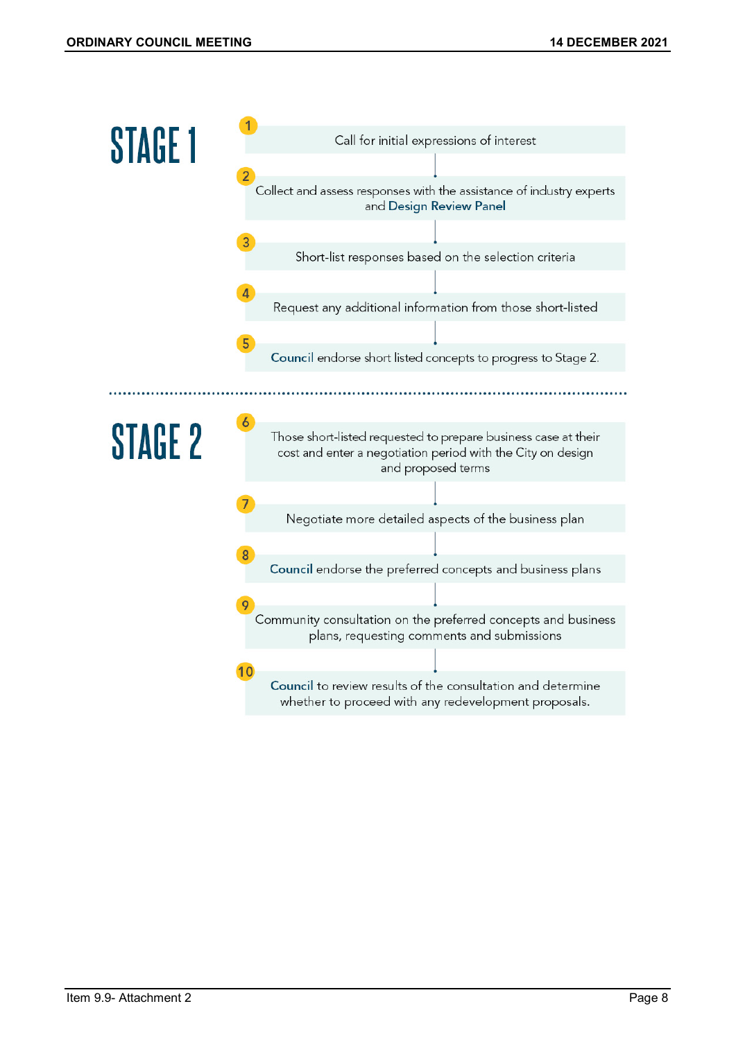# STAGE 1

1. Call for initial expressions of interest
2. Collect and assess responses with the assistance of industry experts and **Design Review Panel**
3. Short-list responses based on the selection criteria
4. Request any additional information from those short-listed
5. **Council** endorse short listed concepts to progress to Stage 2.

# STAGE 2

6. Those short-listed requested to prepare business case at their cost and enter a negotiation period with the City on design and proposed terms
7. Negotiate more detailed aspects of the business plan
8. **Council** endorse the preferred concepts and business plans
9. Community consultation on the preferred concepts and business plans, requesting comments and submissions
10. **Council** to review results of the consultation and determine whether to proceed with any redevelopment proposals.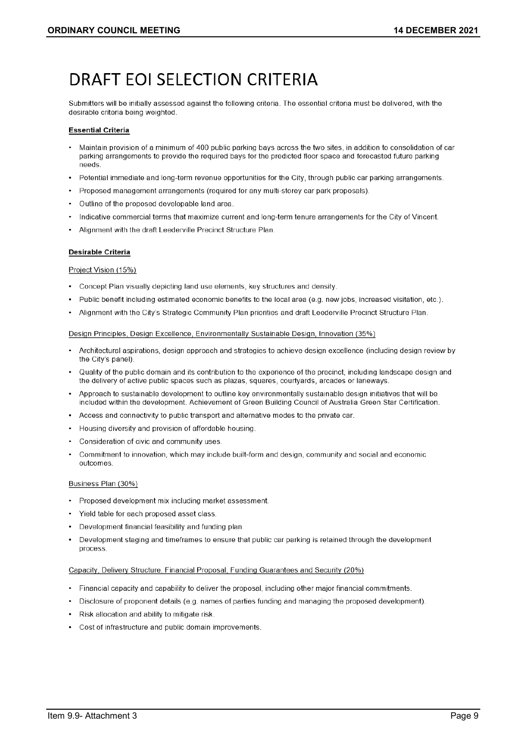# DRAFT EOI SELECTION CRITERIA

Submitters will be initially assessed against the following criteria. The essential criteria must be delivered, with the desirable criteria being weighted.

**Essential Criteria**

- Maintain provision of a minimum of 400 public parking bays across the two sites, in addition to consolidation of car parking arrangements to provide the required bays for the predicted floor space and forecasted future parking needs.
- Potential immediate and long-term revenue opportunities for the City, through public car parking arrangements.
- Proposed management arrangements (required for any multi-storey car park proposals).
- Outline of the proposed developable land area.
- Indicative commercial terms that maximize current and long-term tenure arrangements for the City of Vincent.
- Alignment with the draft Leederville Precinct Structure Plan.

**Desirable Criteria**

Project Vision (15%)

- Concept Plan visually depicting land use elements, key structures and density.
- Public benefit including estimated economic benefits to the local area (e.g. new jobs, increased visitation, etc.).
- Alignment with the City's Strategic Community Plan priorities and draft Leederville Precinct Structure Plan.

Design Principles, Design Excellence, Environmentally Sustainable Design, Innovation (35%)

- Architectural aspirations, design approach and strategies to achieve design excellence (including design review by the City's panel).
- Quality of the public domain and its contribution to the experience of the precinct, including landscape design and the delivery of active public spaces such as plazas, squares, courtyards, arcades or laneways.
- Approach to sustainable development to outline key environmentally sustainable design initiatives that will be included within the development. Achievement of Green Building Council of Australia Green Star Certification.
- Access and connectivity to public transport and alternative modes to the private car.
- Housing diversity and provision of affordable housing.
- Consideration of civic and community uses.
- Commitment to innovation, which may include built-form and design, community and social and economic outcomes.

Business Plan (30%)

- Proposed development mix including market assessment.
- Yield table for each proposed asset class.
- Development financial feasibility and funding plan.
- Development staging and timeframes to ensure that public car parking is retained through the development process.

Capacity, Delivery Structure, Financial Proposal, Funding Guarantees and Security (20%)

- Financial capacity and capability to deliver the proposal, including other major financial commitments.
- Disclosure of proponent details (e.g. names of parties funding and managing the proposed development).
- Risk allocation and ability to mitigate risk.
- Cost of infrastructure and public domain improvements.